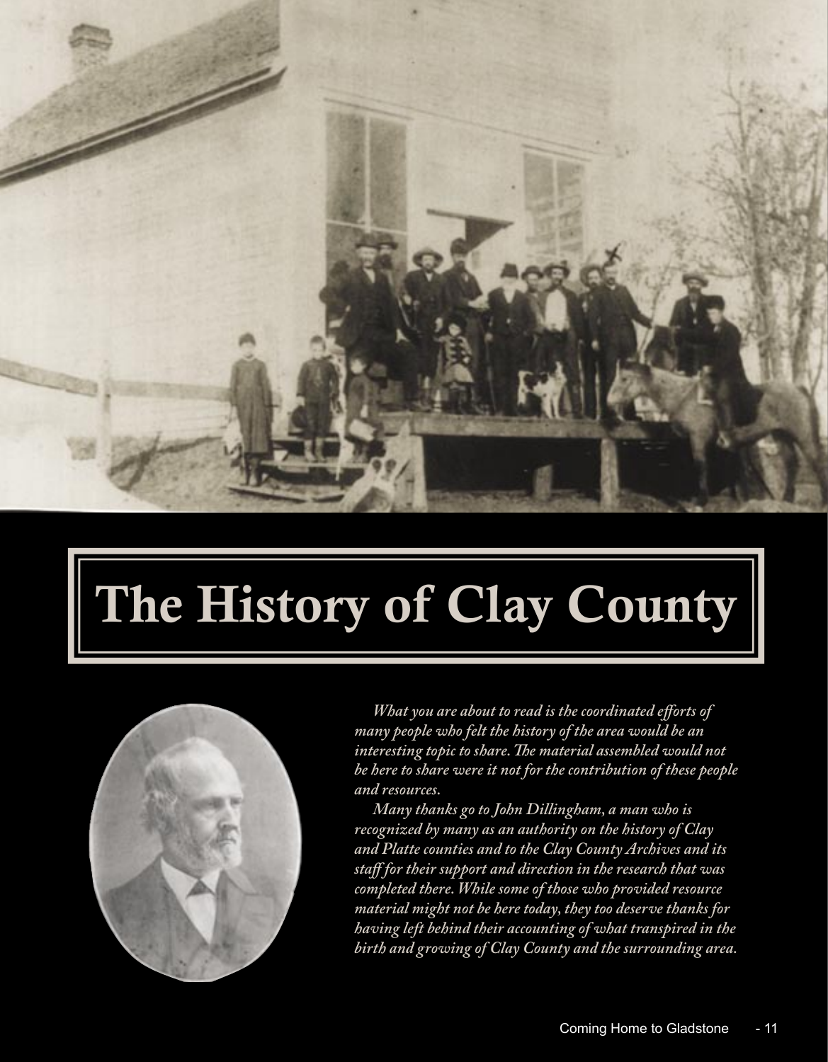# The History of Clay County

*What you are about to read is the coordinated efforts of many people who felt the history of the area would be an interesting topic to share. The material assembled would not be here to share were it not for the contribution of these people and resources.*

*Many thanks go to John Dillingham, a man who is recognized by many as an authority on the history of Clay and Platte counties and to the Clay County Archives and its staff for their support and direction in the research that was completed there. While some of those who provided resource material might not be here today, they too deserve thanks for having left behind their accounting of what transpired in the birth and growing of Clay County and the surrounding area.*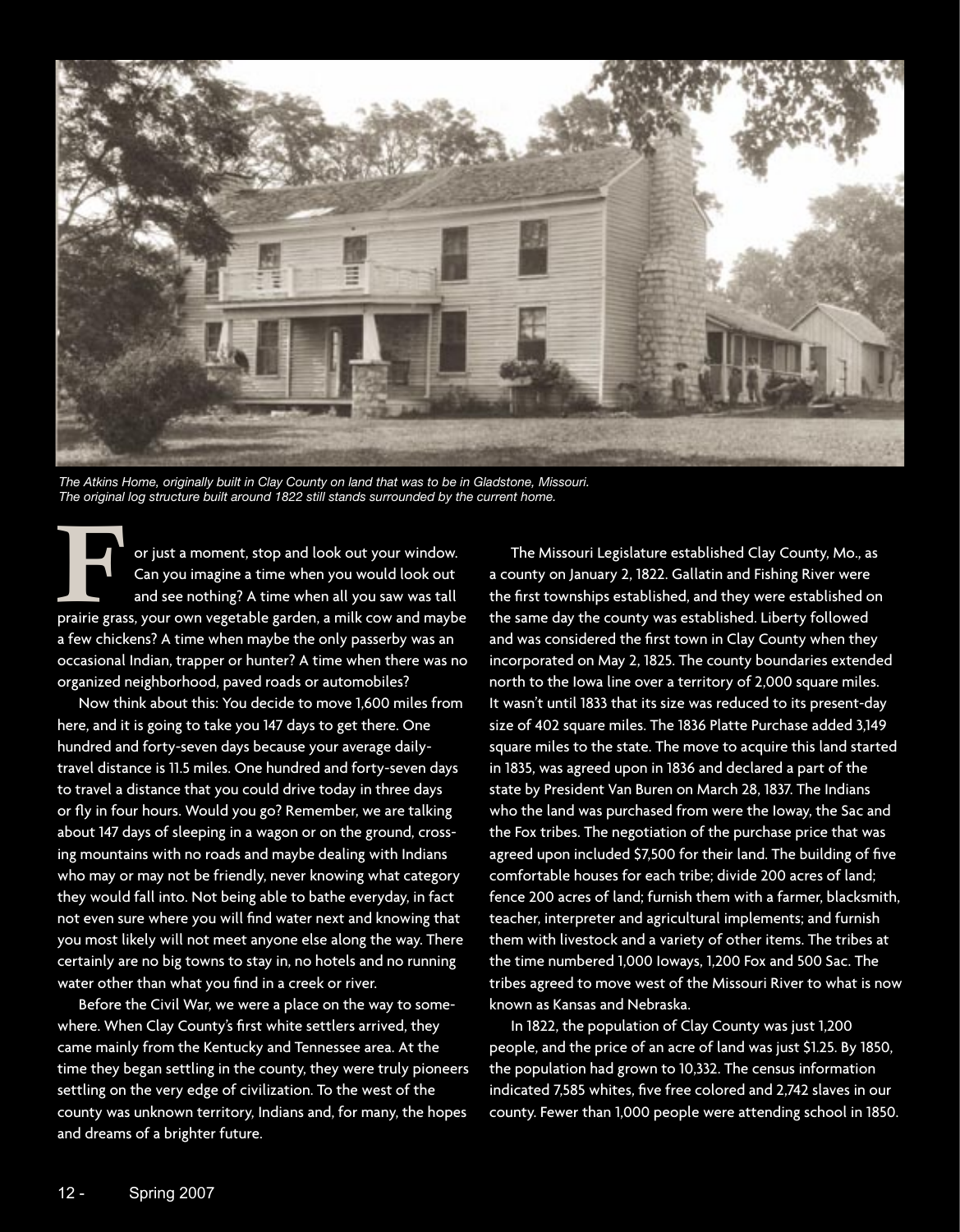*The Atkins Home, originally built in Clay County on land that was to be in Gladstone, Missouri. The original log structure built around 1822 still stands surrounded by the current home.*

For just a moment, stop and look out your window. Can you imagine a time when you would look out and see nothing? A time when all you saw was tall prairie grass, your own vegetable garden, a milk cow and maybe a few chickens? A time when maybe the only passerby was an occasional Indian, trapper or hunter? A time when there was no organized neighborhood, paved roads or automobiles?

Now think about this: You decide to move 1,600 miles from here, and it is going to take you 147 days to get there. One hundred and forty-seven days because your average daily-travel distance is 11.5 miles. One hundred and forty-seven days to travel a distance that you could drive today in three days or fly in four hours. Would you go? Remember, we are talking about 147 days of sleeping in a wagon or on the ground, crossing mountains with no roads and maybe dealing with Indians who may or may not be friendly, never knowing what category they would fall into. Not being able to bathe everyday, in fact not even sure where you will find water next and knowing that you most likely will not meet anyone else along the way. There certainly are no big towns to stay in, no hotels and no running water other than what you find in a creek or river.

Before the Civil War, we were a place on the way to somewhere. When Clay County's first white settlers arrived, they came mainly from the Kentucky and Tennessee area. At the time they began settling in the county, they were truly pioneers settling on the very edge of civilization. To the west of the county was unknown territory, Indians and, for many, the hopes and dreams of a brighter future.

The Missouri Legislature established Clay County, Mo., as a county on January 2, 1822. Gallatin and Fishing River were the first townships established, and they were established on the same day the county was established. Liberty followed and was considered the first town in Clay County when they incorporated on May 2, 1825. The county boundaries extended north to the Iowa line over a territory of 2,000 square miles. It wasn't until 1833 that its size was reduced to its present-day size of 402 square miles. The 1836 Platte Purchase added 3,149 square miles to the state. The move to acquire this land started in 1835, was agreed upon in 1836 and declared a part of the state by President Van Buren on March 28, 1837. The Indians who the land was purchased from were the Ioway, the Sac and the Fox tribes. The negotiation of the purchase price that was agreed upon included $7,500 for their land. The building of five comfortable houses for each tribe; divide 200 acres of land; fence 200 acres of land; furnish them with a farmer, blacksmith, teacher, interpreter and agricultural implements; and furnish them with livestock and a variety of other items. The tribes at the time numbered 1,000 Ioways, 1,200 Fox and 500 Sac. The tribes agreed to move west of the Missouri River to what is now known as Kansas and Nebraska.

In 1822, the population of Clay County was just 1,200 people, and the price of an acre of land was just $1.25. By 1850, the population had grown to 10,332. The census information indicated 7,585 whites, five free colored and 2,742 slaves in our county. Fewer than 1,000 people were attending school in 1850.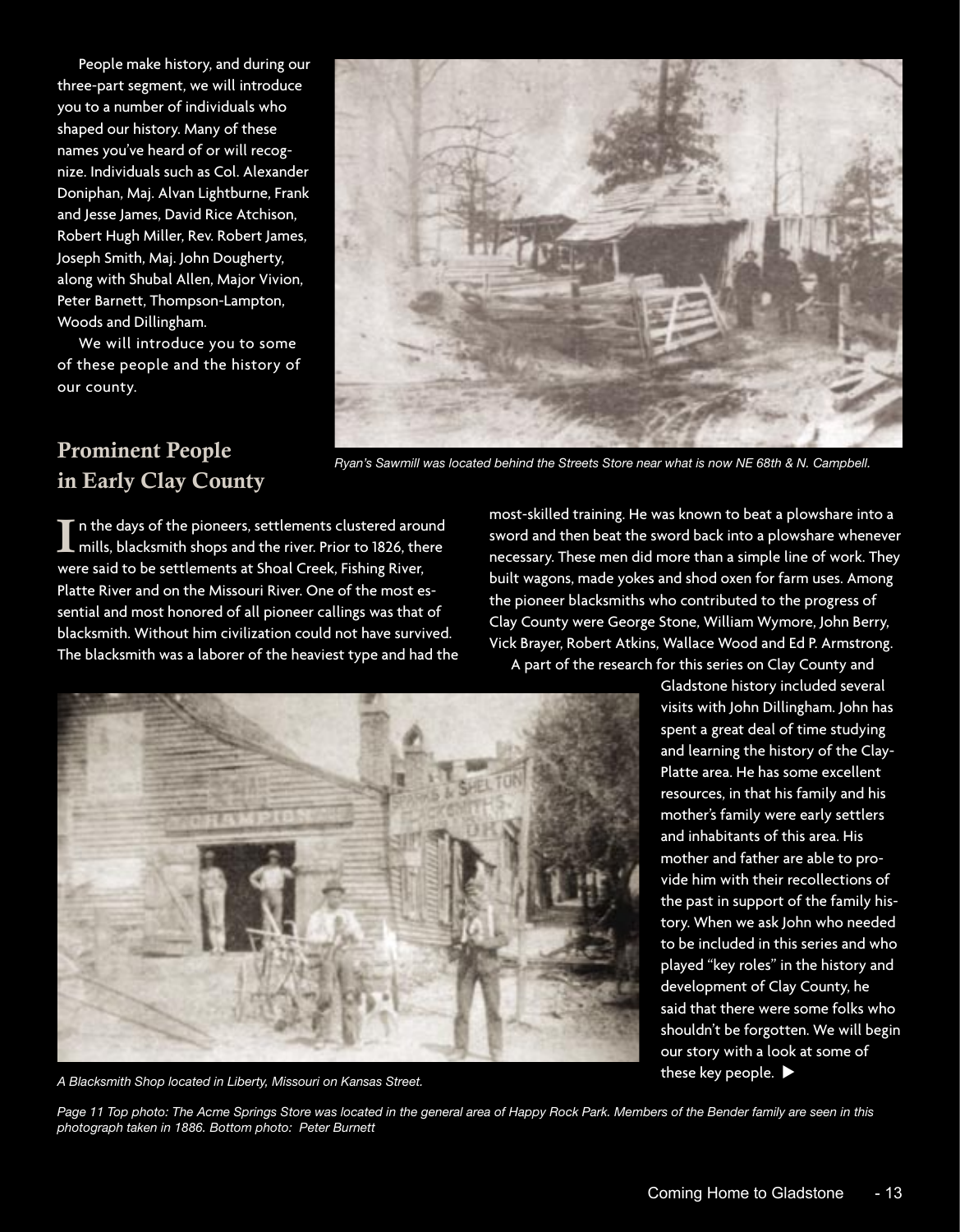People make history, and during our three-part segment, we will introduce you to a number of individuals who shaped our history. Many of these names you've heard of or will recognize. Individuals such as Col. Alexander Doniphan, Maj. Alvan Lightburne, Frank and Jesse James, David Rice Atchison, Robert Hugh Miller, Rev. Robert James, Joseph Smith, Maj. John Dougherty, along with Shubal Allen, Major Vivion, Peter Barnett, Thompson-Lampton, Woods and Dillingham.

We will introduce you to some of these people and the history of our county.

*Ryan's Sawmill was located behind the Streets Store near what is now NE 68th & N. Campbell.*

## Prominent People in Early Clay County

In the days of the pioneers, settlements clustered around mills, blacksmith shops and the river. Prior to 1826, there were said to be settlements at Shoal Creek, Fishing River, Platte River and on the Missouri River. One of the most essential and most honored of all pioneer callings was that of blacksmith. Without him civilization could not have survived. The blacksmith was a laborer of the heaviest type and had the most-skilled training. He was known to beat a plowshare into a sword and then beat the sword back into a plowshare whenever necessary. These men did more than a simple line of work. They built wagons, made yokes and shod oxen for farm uses. Among the pioneer blacksmiths who contributed to the progress of Clay County were George Stone, William Wymore, John Berry, Vick Brayer, Robert Atkins, Wallace Wood and Ed P. Armstrong.

A part of the research for this series on Clay County and Gladstone history included several visits with John Dillingham. John has spent a great deal of time studying and learning the history of the Clay-Platte area. He has some excellent resources, in that his family and his mother's family were early settlers and inhabitants of this area. His mother and father are able to provide him with their recollections of the past in support of the family history. When we ask John who needed to be included in this series and who played "key roles" in the history and development of Clay County, he said that there were some folks who shouldn't be forgotten. We will begin our story with a look at some of these key people. ▶

*A Blacksmith Shop located in Liberty, Missouri on Kansas Street.*

*Page 11 Top photo: The Acme Springs Store was located in the general area of Happy Rock Park. Members of the Bender family are seen in this photograph taken in 1886. Bottom photo: Peter Burnett*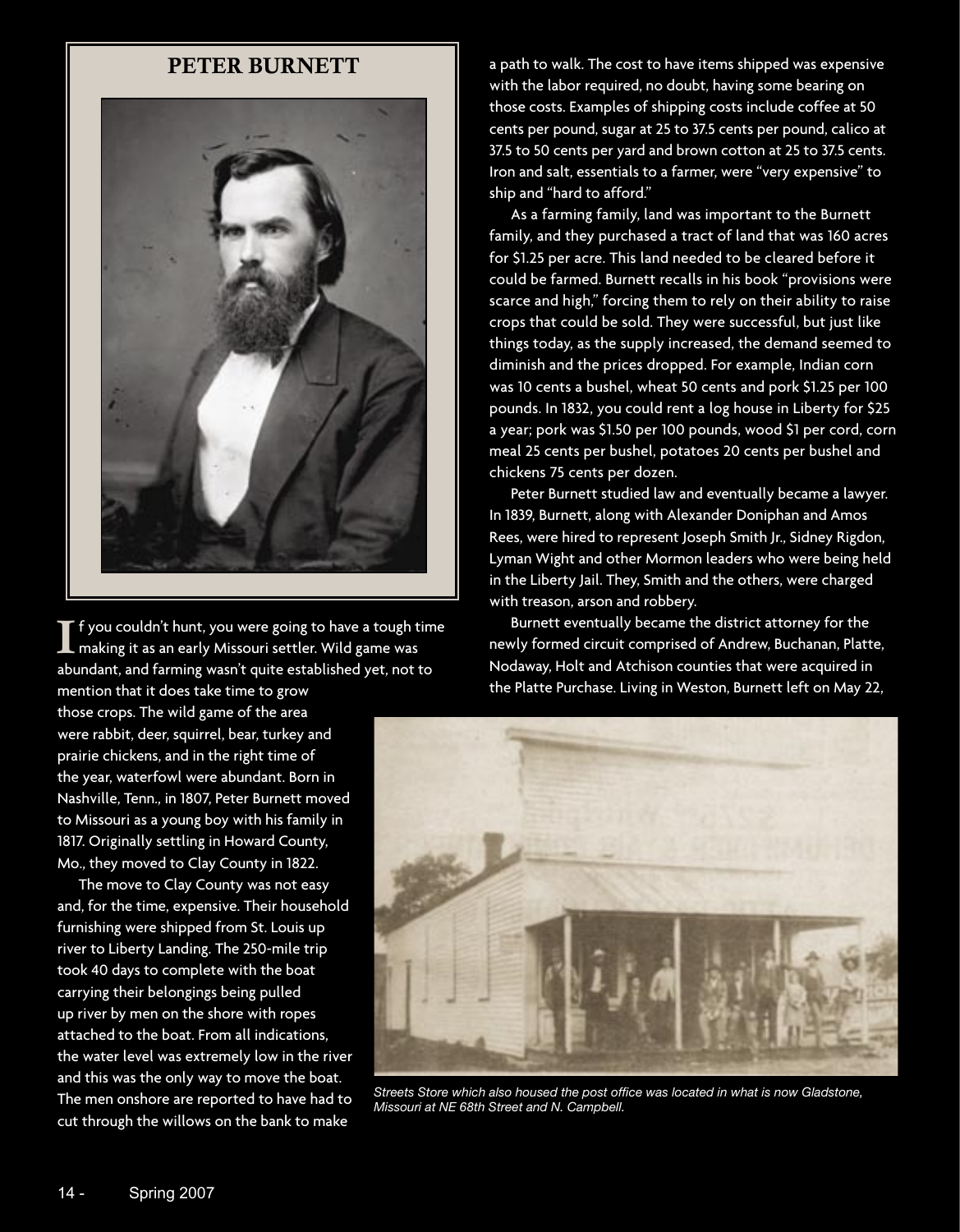## PETER BURNETT

If you couldn't hunt, you were going to have a tough time making it as an early Missouri settler. Wild game was abundant, and farming wasn't quite established yet, not to mention that it does take time to grow those crops. The wild game of the area were rabbit, deer, squirrel, bear, turkey and prairie chickens, and in the right time of the year, waterfowl were abundant. Born in Nashville, Tenn., in 1807, Peter Burnett moved to Missouri as a young boy with his family in 1817. Originally settling in Howard County, Mo., they moved to Clay County in 1822.

The move to Clay County was not easy and, for the time, expensive. Their household furnishing were shipped from St. Louis up river to Liberty Landing. The 250-mile trip took 40 days to complete with the boat carrying their belongings being pulled up river by men on the shore with ropes attached to the boat. From all indications, the water level was extremely low in the river and this was the only way to move the boat. The men onshore are reported to have had to cut through the willows on the bank to make a path to walk. The cost to have items shipped was expensive with the labor required, no doubt, having some bearing on those costs. Examples of shipping costs include coffee at 50 cents per pound, sugar at 25 to 37.5 cents per pound, calico at 37.5 to 50 cents per yard and brown cotton at 25 to 37.5 cents. Iron and salt, essentials to a farmer, were "very expensive" to ship and "hard to afford."

As a farming family, land was important to the Burnett family, and they purchased a tract of land that was 160 acres for $1.25 per acre. This land needed to be cleared before it could be farmed. Burnett recalls in his book "provisions were scarce and high," forcing them to rely on their ability to raise crops that could be sold. They were successful, but just like things today, as the supply increased, the demand seemed to diminish and the prices dropped. For example, Indian corn was 10 cents a bushel, wheat 50 cents and pork $1.25 per 100 pounds. In 1832, you could rent a log house in Liberty for $25 a year; pork was $1.50 per 100 pounds, wood $1 per cord, corn meal 25 cents per bushel, potatoes 20 cents per bushel and chickens 75 cents per dozen.

Peter Burnett studied law and eventually became a lawyer. In 1839, Burnett, along with Alexander Doniphan and Amos Rees, were hired to represent Joseph Smith Jr., Sidney Rigdon, Lyman Wight and other Mormon leaders who were being held in the Liberty Jail. They, Smith and the others, were charged with treason, arson and robbery.

Burnett eventually became the district attorney for the newly formed circuit comprised of Andrew, Buchanan, Platte, Nodaway, Holt and Atchison counties that were acquired in the Platte Purchase. Living in Weston, Burnett left on May 22,

*Streets Store which also housed the post office was located in what is now Gladstone, Missouri at NE 68th Street and N. Campbell.*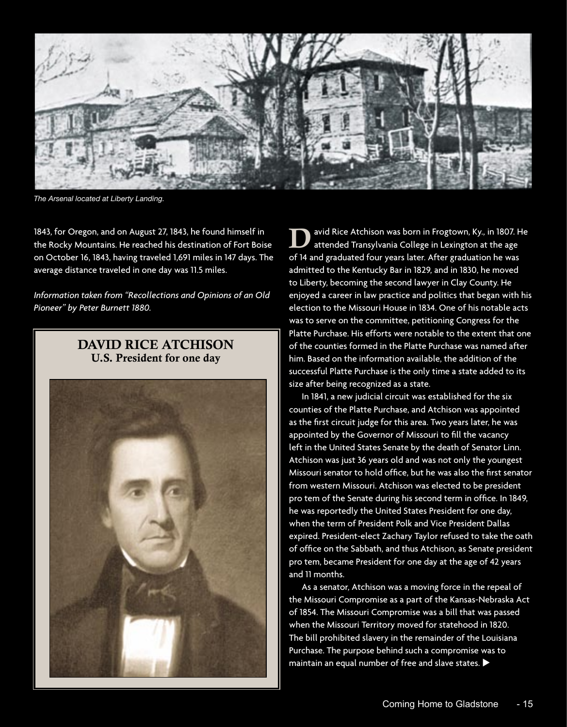The Arsenal located at Liberty Landing.

1843, for Oregon, and on August 27, 1843, he found himself in the Rocky Mountains. He reached his destination of Fort Boise on October 16, 1843, having traveled 1,691 miles in 147 days. The average distance traveled in one day was 11.5 miles.

*Information taken from "Recollections and Opinions of an Old Pioneer" by Peter Burnett 1880.*

## DAVID RICE ATCHISON
### U.S. President for one day

David Rice Atchison was born in Frogtown, Ky., in 1807. He attended Transylvania College in Lexington at the age of 14 and graduated four years later. After graduation he was admitted to the Kentucky Bar in 1829, and in 1830, he moved to Liberty, becoming the second lawyer in Clay County. He enjoyed a career in law practice and politics that began with his election to the Missouri House in 1834. One of his notable acts was to serve on the committee, petitioning Congress for the Platte Purchase. His efforts were notable to the extent that one of the counties formed in the Platte Purchase was named after him. Based on the information available, the addition of the successful Platte Purchase is the only time a state added to its size after being recognized as a state.

In 1841, a new judicial circuit was established for the six counties of the Platte Purchase, and Atchison was appointed as the first circuit judge for this area. Two years later, he was appointed by the Governor of Missouri to fill the vacancy left in the United States Senate by the death of Senator Linn. Atchison was just 36 years old and was not only the youngest Missouri senator to hold office, but he was also the first senator from western Missouri. Atchison was elected to be president pro tem of the Senate during his second term in office. In 1849, he was reportedly the United States President for one day, when the term of President Polk and Vice President Dallas expired. President-elect Zachary Taylor refused to take the oath of office on the Sabbath, and thus Atchison, as Senate president pro tem, became President for one day at the age of 42 years and 11 months.

As a senator, Atchison was a moving force in the repeal of the Missouri Compromise as a part of the Kansas-Nebraska Act of 1854. The Missouri Compromise was a bill that was passed when the Missouri Territory moved for statehood in 1820. The bill prohibited slavery in the remainder of the Louisiana Purchase. The purpose behind such a compromise was to maintain an equal number of free and slave states. ▶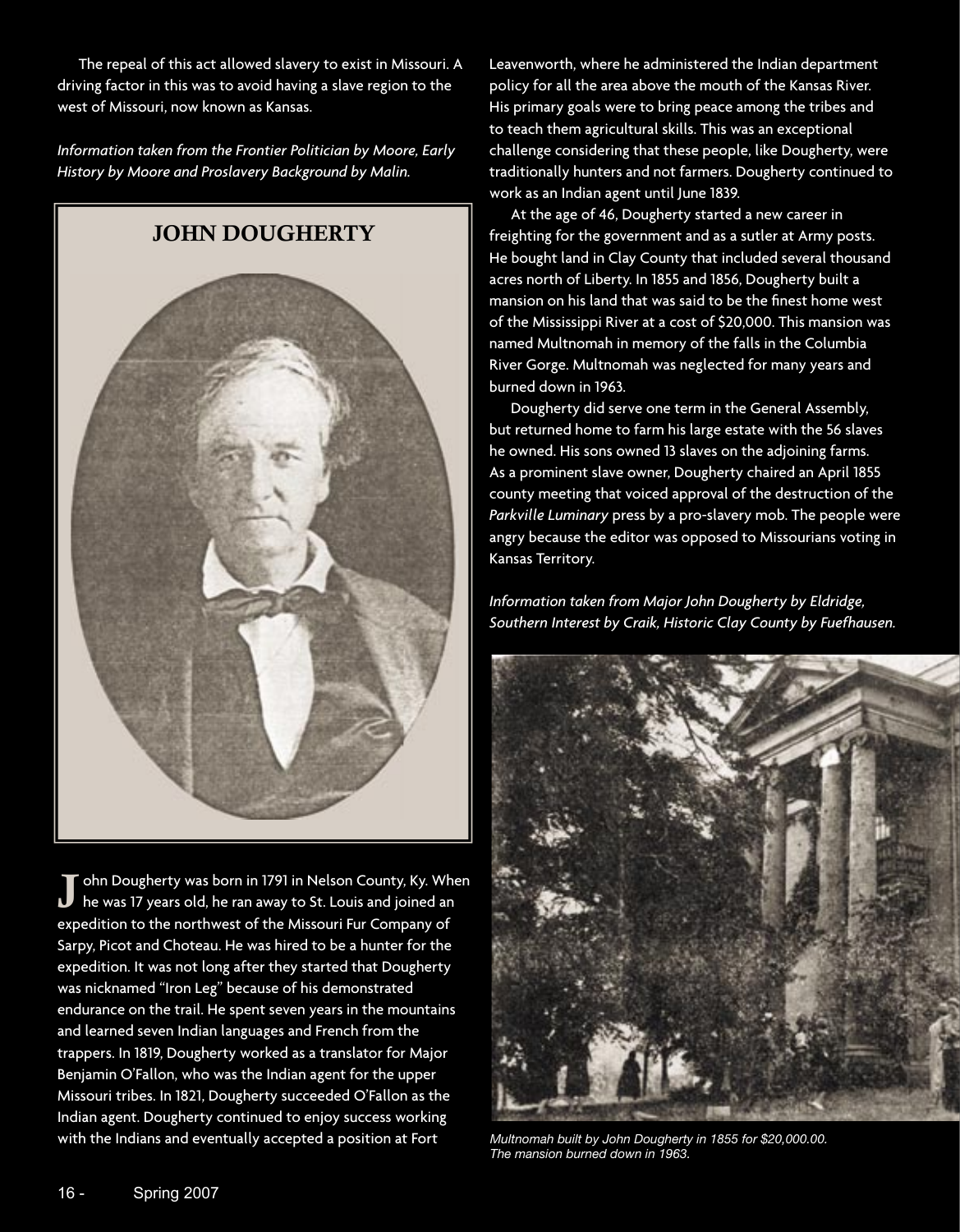The repeal of this act allowed slavery to exist in Missouri. A driving factor in this was to avoid having a slave region to the west of Missouri, now known as Kansas.

*Information taken from the Frontier Politician by Moore, Early History by Moore and Proslavery Background by Malin.*

## JOHN DOUGHERTY

John Dougherty was born in 1791 in Nelson County, Ky. When he was 17 years old, he ran away to St. Louis and joined an expedition to the northwest of the Missouri Fur Company of Sarpy, Picot and Choteau. He was hired to be a hunter for the expedition. It was not long after they started that Dougherty was nicknamed "Iron Leg" because of his demonstrated endurance on the trail. He spent seven years in the mountains and learned seven Indian languages and French from the trappers. In 1819, Dougherty worked as a translator for Major Benjamin O'Fallon, who was the Indian agent for the upper Missouri tribes. In 1821, Dougherty succeeded O'Fallon as the Indian agent. Dougherty continued to enjoy success working with the Indians and eventually accepted a position at Fort Leavenworth, where he administered the Indian department policy for all the area above the mouth of the Kansas River. His primary goals were to bring peace among the tribes and to teach them agricultural skills. This was an exceptional challenge considering that these people, like Dougherty, were traditionally hunters and not farmers. Dougherty continued to work as an Indian agent until June 1839.

At the age of 46, Dougherty started a new career in freighting for the government and as a sutler at Army posts. He bought land in Clay County that included several thousand acres north of Liberty. In 1855 and 1856, Dougherty built a mansion on his land that was said to be the finest home west of the Mississippi River at a cost of $20,000. This mansion was named Multnomah in memory of the falls in the Columbia River Gorge. Multnomah was neglected for many years and burned down in 1963.

Dougherty did serve one term in the General Assembly, but returned home to farm his large estate with the 56 slaves he owned. His sons owned 13 slaves on the adjoining farms. As a prominent slave owner, Dougherty chaired an April 1855 county meeting that voiced approval of the destruction of the *Parkville Luminary* press by a pro-slavery mob. The people were angry because the editor was opposed to Missourians voting in Kansas Territory.

*Information taken from Major John Dougherty by Eldridge, Southern Interest by Craik, Historic Clay County by Fuefhausen.*

*Multnomah built by John Dougherty in 1855 for $20,000.00. The mansion burned down in 1963.*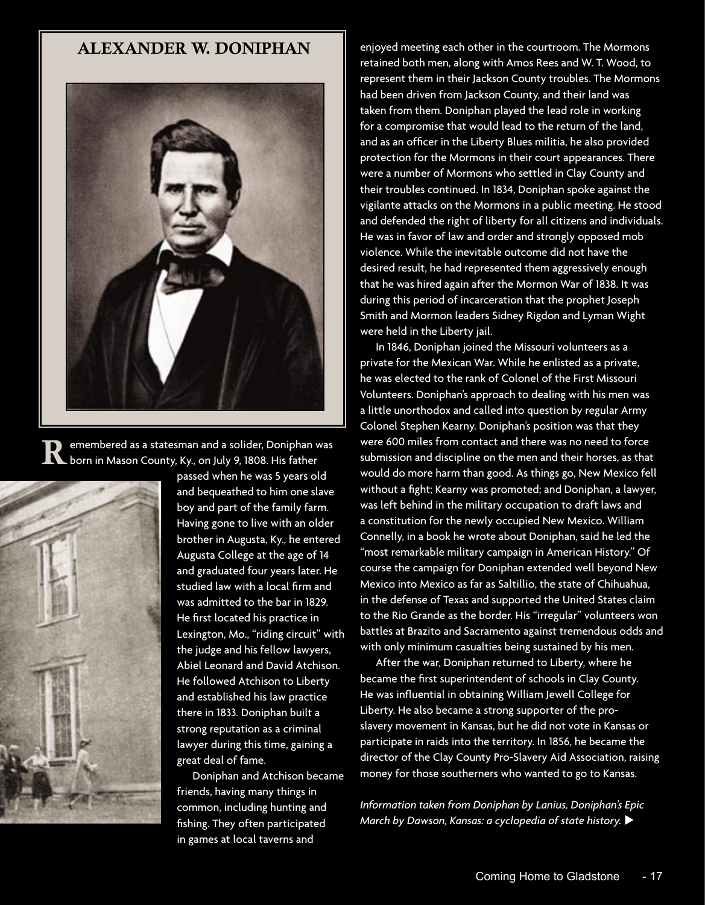# ALEXANDER W. DONIPHAN

Remembered as a statesman and a solider, Doniphan was born in Mason County, Ky., on July 9, 1808. His father passed when he was 5 years old and bequeathed to him one slave boy and part of the family farm. Having gone to live with an older brother in Augusta, Ky., he entered Augusta College at the age of 14 and graduated four years later. He studied law with a local firm and was admitted to the bar in 1829. He first located his practice in Lexington, Mo., "riding circuit" with the judge and his fellow lawyers, Abiel Leonard and David Atchison. He followed Atchison to Liberty and established his law practice there in 1833. Doniphan built a strong reputation as a criminal lawyer during this time, gaining a great deal of fame.

Doniphan and Atchison became friends, having many things in common, including hunting and fishing. They often participated in games at local taverns and enjoyed meeting each other in the courtroom. The Mormons retained both men, along with Amos Rees and W. T. Wood, to represent them in their Jackson County troubles. The Mormons had been driven from Jackson County, and their land was taken from them. Doniphan played the lead role in working for a compromise that would lead to the return of the land, and as an officer in the Liberty Blues militia, he also provided protection for the Mormons in their court appearances. There were a number of Mormons who settled in Clay County and their troubles continued. In 1834, Doniphan spoke against the vigilante attacks on the Mormons in a public meeting. He stood and defended the right of liberty for all citizens and individuals. He was in favor of law and order and strongly opposed mob violence. While the inevitable outcome did not have the desired result, he had represented them aggressively enough that he was hired again after the Mormon War of 1838. It was during this period of incarceration that the prophet Joseph Smith and Mormon leaders Sidney Rigdon and Lyman Wight were held in the Liberty jail.

In 1846, Doniphan joined the Missouri volunteers as a private for the Mexican War. While he enlisted as a private, he was elected to the rank of Colonel of the First Missouri Volunteers. Doniphan's approach to dealing with his men was a little unorthodox and called into question by regular Army Colonel Stephen Kearny. Doniphan's position was that they were 600 miles from contact and there was no need to force submission and discipline on the men and their horses, as that would do more harm than good. As things go, New Mexico fell without a fight; Kearny was promoted; and Doniphan, a lawyer, was left behind in the military occupation to draft laws and a constitution for the newly occupied New Mexico. William Connelly, in a book he wrote about Doniphan, said he led the "most remarkable military campaign in American History." Of course the campaign for Doniphan extended well beyond New Mexico into Mexico as far as Saltillio, the state of Chihuahua, in the defense of Texas and supported the United States claim to the Rio Grande as the border. His "irregular" volunteers won battles at Brazito and Sacramento against tremendous odds and with only minimum casualties being sustained by his men.

After the war, Doniphan returned to Liberty, where he became the first superintendent of schools in Clay County. He was influential in obtaining William Jewell College for Liberty. He also became a strong supporter of the pro-slavery movement in Kansas, but he did not vote in Kansas or participate in raids into the territory. In 1856, he became the director of the Clay County Pro-Slavery Aid Association, raising money for those southerners who wanted to go to Kansas.

*Information taken from Doniphan by Lanius, Doniphan's Epic March by Dawson, Kansas: a cyclopedia of state history.* ▶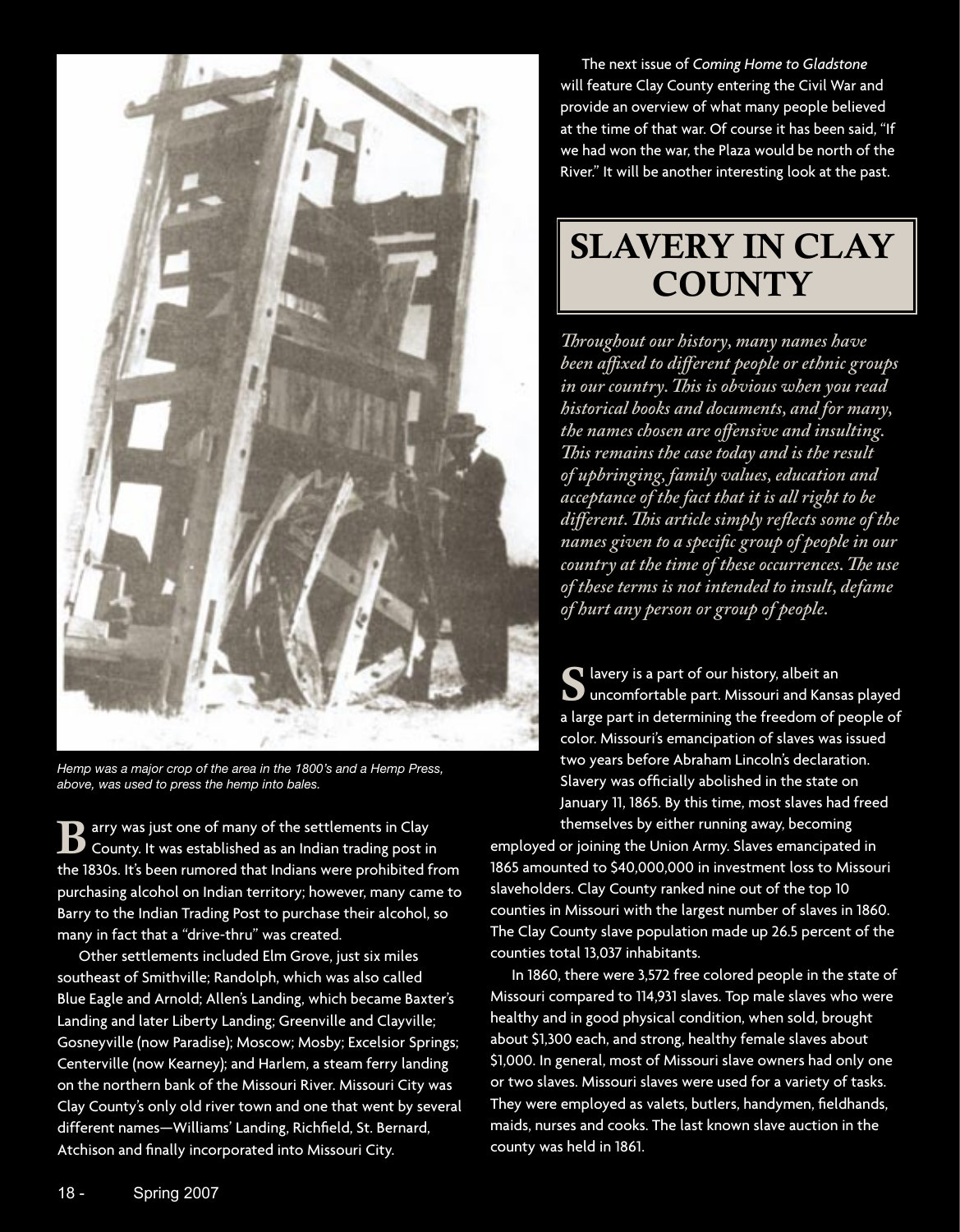Hemp was a major crop of the area in the 1800's and a Hemp Press, above, was used to press the hemp into bales.

Barry was just one of many of the settlements in Clay County. It was established as an Indian trading post in the 1830s. It's been rumored that Indians were prohibited from purchasing alcohol on Indian territory; however, many came to Barry to the Indian Trading Post to purchase their alcohol, so many in fact that a "drive-thru" was created.

Other settlements included Elm Grove, just six miles southeast of Smithville; Randolph, which was also called Blue Eagle and Arnold; Allen's Landing, which became Baxter's Landing and later Liberty Landing; Greenville and Clayville; Gosneyville (now Paradise); Moscow; Mosby; Excelsior Springs; Centerville (now Kearney); and Harlem, a steam ferry landing on the northern bank of the Missouri River. Missouri City was Clay County's only old river town and one that went by several different names—Williams' Landing, Richfield, St. Bernard, Atchison and finally incorporated into Missouri City.

The next issue of *Coming Home to Gladstone* will feature Clay County entering the Civil War and provide an overview of what many people believed at the time of that war. Of course it has been said, "If we had won the war, the Plaza would be north of the River." It will be another interesting look at the past.

# SLAVERY IN CLAY COUNTY

*Throughout our history, many names have been affixed to different people or ethnic groups in our country. This is obvious when you read historical books and documents, and for many, the names chosen are offensive and insulting. This remains the case today and is the result of upbringing, family values, education and acceptance of the fact that it is all right to be different. This article simply reflects some of the names given to a specific group of people in our country at the time of these occurrences. The use of these terms is not intended to insult, defame of hurt any person or group of people.*

Slavery is a part of our history, albeit an uncomfortable part. Missouri and Kansas played a large part in determining the freedom of people of color. Missouri's emancipation of slaves was issued two years before Abraham Lincoln's declaration. Slavery was officially abolished in the state on January 11, 1865. By this time, most slaves had freed themselves by either running away, becoming employed or joining the Union Army. Slaves emancipated in 1865 amounted to $40,000,000 in investment loss to Missouri slaveholders. Clay County ranked nine out of the top 10 counties in Missouri with the largest number of slaves in 1860. The Clay County slave population made up 26.5 percent of the counties total 13,037 inhabitants.

In 1860, there were 3,572 free colored people in the state of Missouri compared to 114,931 slaves. Top male slaves who were healthy and in good physical condition, when sold, brought about $1,300 each, and strong, healthy female slaves about $1,000. In general, most of Missouri slave owners had only one or two slaves. Missouri slaves were used for a variety of tasks. They were employed as valets, butlers, handymen, fieldhands, maids, nurses and cooks. The last known slave auction in the county was held in 1861.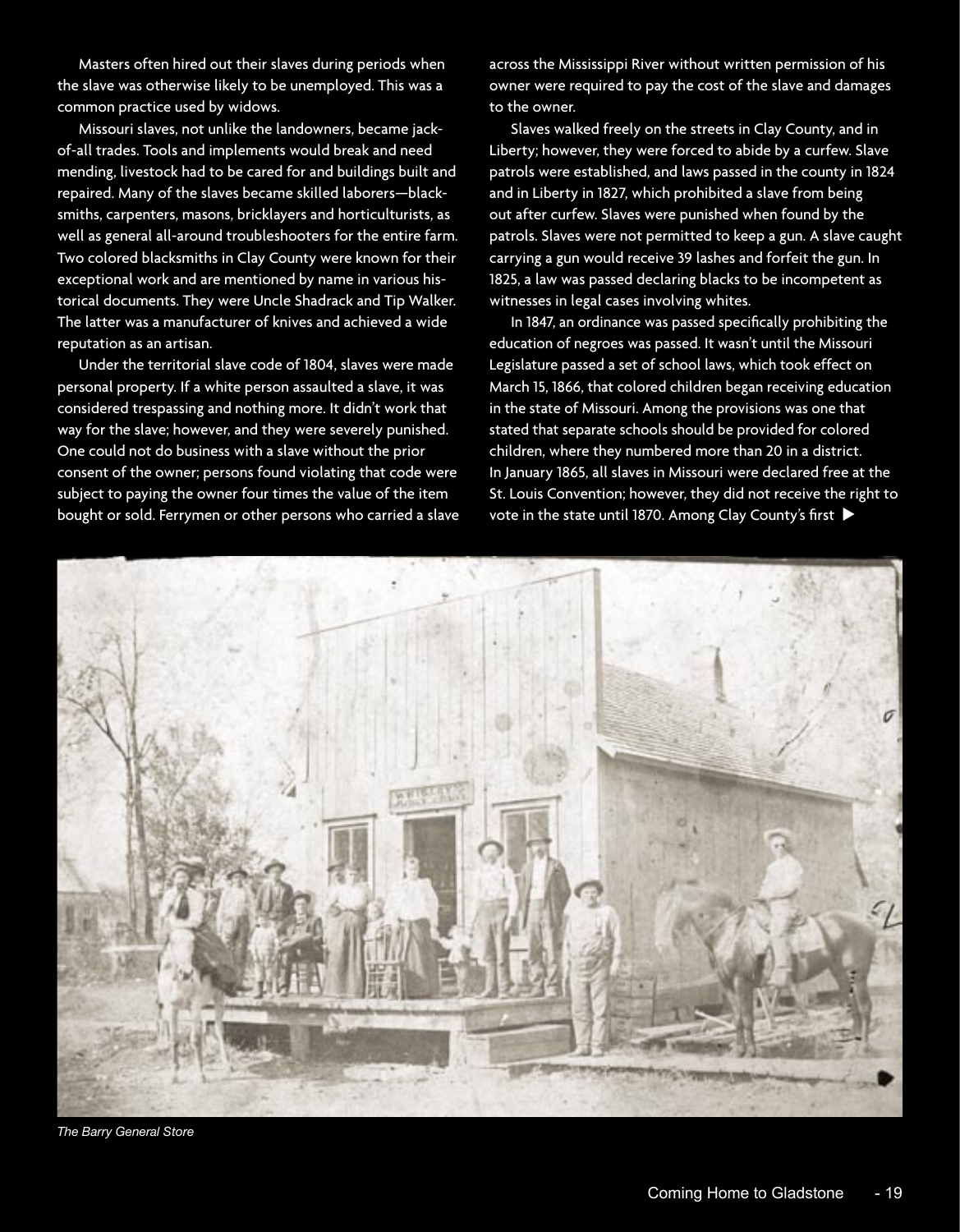Masters often hired out their slaves during periods when the slave was otherwise likely to be unemployed. This was a common practice used by widows.

Missouri slaves, not unlike the landowners, became jack-of-all trades. Tools and implements would break and need mending, livestock had to be cared for and buildings built and repaired. Many of the slaves became skilled laborers—blacksmiths, carpenters, masons, bricklayers and horticulturists, as well as general all-around troubleshooters for the entire farm. Two colored blacksmiths in Clay County were known for their exceptional work and are mentioned by name in various historical documents. They were Uncle Shadrack and Tip Walker. The latter was a manufacturer of knives and achieved a wide reputation as an artisan.

Under the territorial slave code of 1804, slaves were made personal property. If a white person assaulted a slave, it was considered trespassing and nothing more. It didn't work that way for the slave; however, and they were severely punished. One could not do business with a slave without the prior consent of the owner; persons found violating that code were subject to paying the owner four times the value of the item bought or sold. Ferrymen or other persons who carried a slave across the Mississippi River without written permission of his owner were required to pay the cost of the slave and damages to the owner.

Slaves walked freely on the streets in Clay County, and in Liberty; however, they were forced to abide by a curfew. Slave patrols were established, and laws passed in the county in 1824 and in Liberty in 1827, which prohibited a slave from being out after curfew. Slaves were punished when found by the patrols. Slaves were not permitted to keep a gun. A slave caught carrying a gun would receive 39 lashes and forfeit the gun. In 1825, a law was passed declaring blacks to be incompetent as witnesses in legal cases involving whites.

In 1847, an ordinance was passed specifically prohibiting the education of negroes was passed. It wasn't until the Missouri Legislature passed a set of school laws, which took effect on March 15, 1866, that colored children began receiving education in the state of Missouri. Among the provisions was one that stated that separate schools should be provided for colored children, where they numbered more than 20 in a district.
In January 1865, all slaves in Missouri were declared free at the St. Louis Convention; however, they did not receive the right to vote in the state until 1870. Among Clay County's first ▶

*The Barry General Store*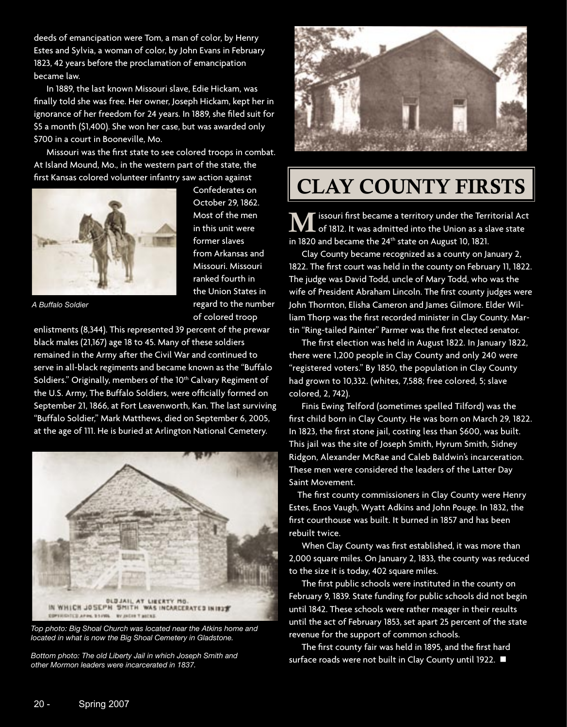deeds of emancipation were Tom, a man of color, by Henry Estes and Sylvia, a woman of color, by John Evans in February 1823, 42 years before the proclamation of emancipation became law.

In 1889, the last known Missouri slave, Edie Hickam, was finally told she was free. Her owner, Joseph Hickam, kept her in ignorance of her freedom for 24 years. In 1889, she filed suit for $5 a month ($1,400). She won her case, but was awarded only $700 in a court in Booneville, Mo.

Missouri was the first state to see colored troops in combat. At Island Mound, Mo., in the western part of the state, the first Kansas colored volunteer infantry saw action against Confederates on October 29, 1862. Most of the men in this unit were former slaves from Arkansas and Missouri. Missouri ranked fourth in the Union States in regard to the number of colored troop enlistments (8,344). This represented 39 percent of the prewar black males (21,167) age 18 to 45. Many of these soldiers remained in the Army after the Civil War and continued to serve in all-black regiments and became known as the "Buffalo Soldiers." Originally, members of the 10th Calvary Regiment of the U.S. Army, The Buffalo Soldiers, were officially formed on September 21, 1866, at Fort Leavenworth, Kan. The last surviving "Buffalo Soldier," Mark Matthews, died on September 6, 2005, at the age of 111. He is buried at Arlington National Cemetery.

*A Buffalo Soldier*

OLD JAIL AT LIBERTY MO.
IN WHICH JOSEPH SMITH WAS INCARCERATED IN 1837

*Top photo: Big Shoal Church was located near the Atkins home and located in what is now the Big Shoal Cemetery in Gladstone.*

*Bottom photo: The old Liberty Jail in which Joseph Smith and other Mormon leaders were incarcerated in 1837.*

# CLAY COUNTY FIRSTS

Missouri first became a territory under the Territorial Act of 1812. It was admitted into the Union as a slave state in 1820 and became the 24th state on August 10, 1821.

Clay County became recognized as a county on January 2, 1822. The first court was held in the county on February 11, 1822. The judge was David Todd, uncle of Mary Todd, who was the wife of President Abraham Lincoln. The first county judges were John Thornton, Elisha Cameron and James Gilmore. Elder William Thorp was the first recorded minister in Clay County. Martin "Ring-tailed Painter" Parmer was the first elected senator.

The first election was held in August 1822. In January 1822, there were 1,200 people in Clay County and only 240 were "registered voters." By 1850, the population in Clay County had grown to 10,332. (whites, 7,588; free colored, 5; slave colored, 2, 742).

Finis Ewing Telford (sometimes spelled Tilford) was the first child born in Clay County. He was born on March 29, 1822. In 1823, the first stone jail, costing less than $600, was built. This jail was the site of Joseph Smith, Hyrum Smith, Sidney Ridgon, Alexander McRae and Caleb Baldwin's incarceration. These men were considered the leaders of the Latter Day Saint Movement.

The first county commissioners in Clay County were Henry Estes, Enos Vaugh, Wyatt Adkins and John Pouge. In 1832, the first courthouse was built. It burned in 1857 and has been rebuilt twice.

When Clay County was first established, it was more than 2,000 square miles. On January 2, 1833, the county was reduced to the size it is today, 402 square miles.

The first public schools were instituted in the county on February 9, 1839. State funding for public schools did not begin until 1842. These schools were rather meager in their results until the act of February 1853, set apart 25 percent of the state revenue for the support of common schools.

The first county fair was held in 1895, and the first hard surface roads were not built in Clay County until 1922. ■